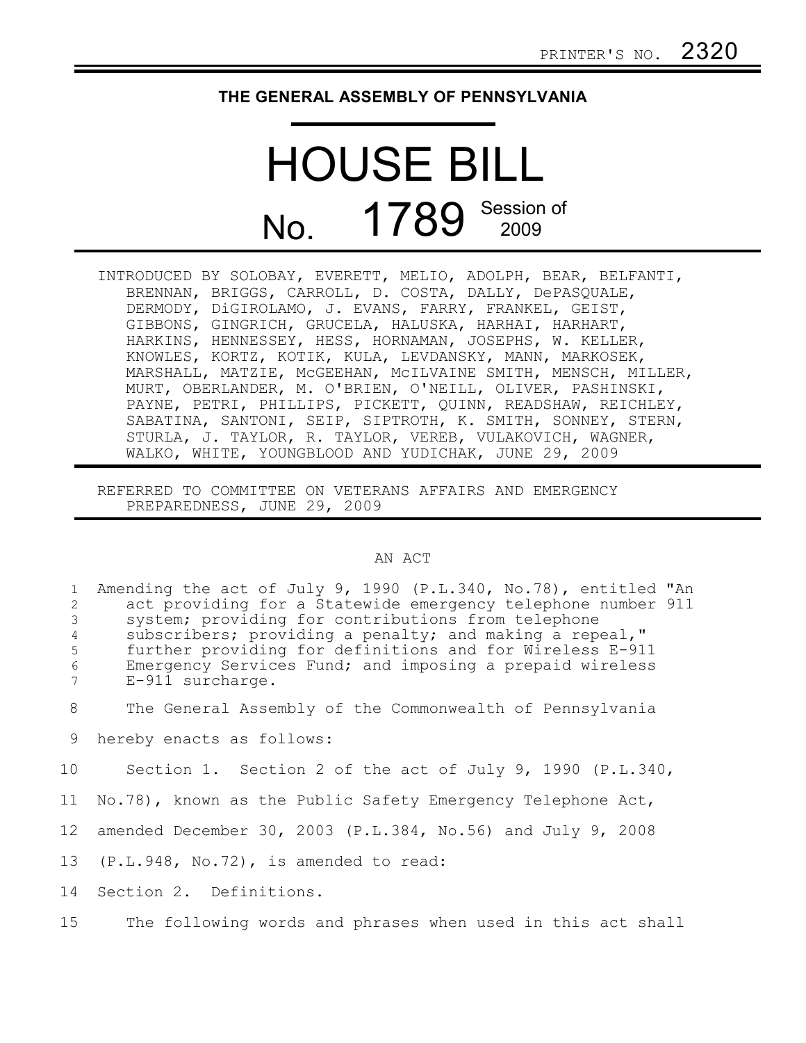PRINTER'S NO. 2320

# THE GENERAL ASSEMBLY OF PENNSYLVANIA

# HOUSE BILL

## No. 1789 Session of 2009

INTRODUCED BY SOLOBAY, EVERETT, MELIO, ADOLPH, BEAR, BELFANTI, BRENNAN, BRIGGS, CARROLL, D. COSTA, DALLY, DePASQUALE, DERMODY, DiGIROLAMO, J. EVANS, FARRY, FRANKEL, GEIST, GIBBONS, GINGRICH, GRUCELA, HALUSKA, HARHAI, HARHART, HARKINS, HENNESSEY, HESS, HORNAMAN, JOSEPHS, W. KELLER, KNOWLES, KORTZ, KOTIK, KULA, LEVDANSKY, MANN, MARKOSEK, MARSHALL, MATZIE, McGEEHAN, McILVAINE SMITH, MENSCH, MILLER, MURT, OBERLANDER, M. O'BRIEN, O'NEILL, OLIVER, PASHINSKI, PAYNE, PETRI, PHILLIPS, PICKETT, QUINN, READSHAW, REICHLEY, SABATINA, SANTONI, SEIP, SIPTROTH, K. SMITH, SONNEY, STERN, STURLA, J. TAYLOR, R. TAYLOR, VEREB, VULAKOVICH, WAGNER, WALKO, WHITE, YOUNGBLOOD AND YUDICHAK, JUNE 29, 2009

REFERRED TO COMMITTEE ON VETERANS AFFAIRS AND EMERGENCY PREPAREDNESS, JUNE 29, 2009

AN ACT

Amending the act of July 9, 1990 (P.L.340, No.78), entitled "An act providing for a Statewide emergency telephone number 911 system; providing for contributions from telephone subscribers; providing a penalty; and making a repeal," further providing for definitions and for Wireless E-911 Emergency Services Fund; and imposing a prepaid wireless E-911 surcharge.

The General Assembly of the Commonwealth of Pennsylvania hereby enacts as follows:

Section 1. Section 2 of the act of July 9, 1990 (P.L.340, No.78), known as the Public Safety Emergency Telephone Act, amended December 30, 2003 (P.L.384, No.56) and July 9, 2008 (P.L.948, No.72), is amended to read:

Section 2. Definitions.

The following words and phrases when used in this act shall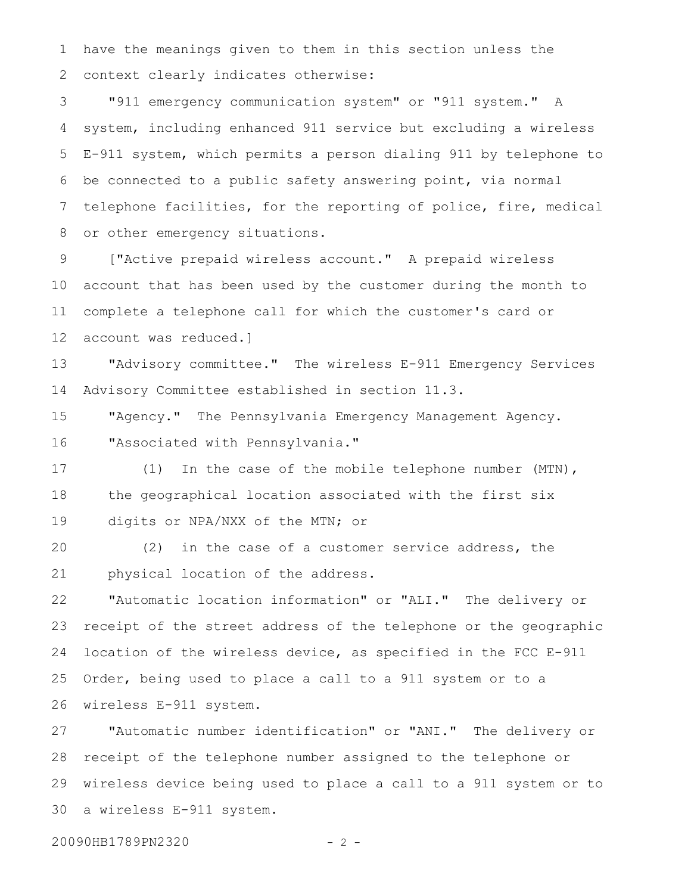have the meanings given to them in this section unless the context clearly indicates otherwise:

"911 emergency communication system" or "911 system." A system, including enhanced 911 service but excluding a wireless E-911 system, which permits a person dialing 911 by telephone to be connected to a public safety answering point, via normal telephone facilities, for the reporting of police, fire, medical or other emergency situations.

["Active prepaid wireless account." A prepaid wireless account that has been used by the customer during the month to complete a telephone call for which the customer's card or account was reduced.]

"Advisory committee." The wireless E-911 Emergency Services Advisory Committee established in section 11.3.

"Agency." The Pennsylvania Emergency Management Agency.

"Associated with Pennsylvania."

(1) In the case of the mobile telephone number (MTN), the geographical location associated with the first six digits or NPA/NXX of the MTN; or

(2) in the case of a customer service address, the physical location of the address.

"Automatic location information" or "ALI." The delivery or receipt of the street address of the telephone or the geographic location of the wireless device, as specified in the FCC E-911 Order, being used to place a call to a 911 system or to a wireless E-911 system.

"Automatic number identification" or "ANI." The delivery or receipt of the telephone number assigned to the telephone or wireless device being used to place a call to a 911 system or to a wireless E-911 system.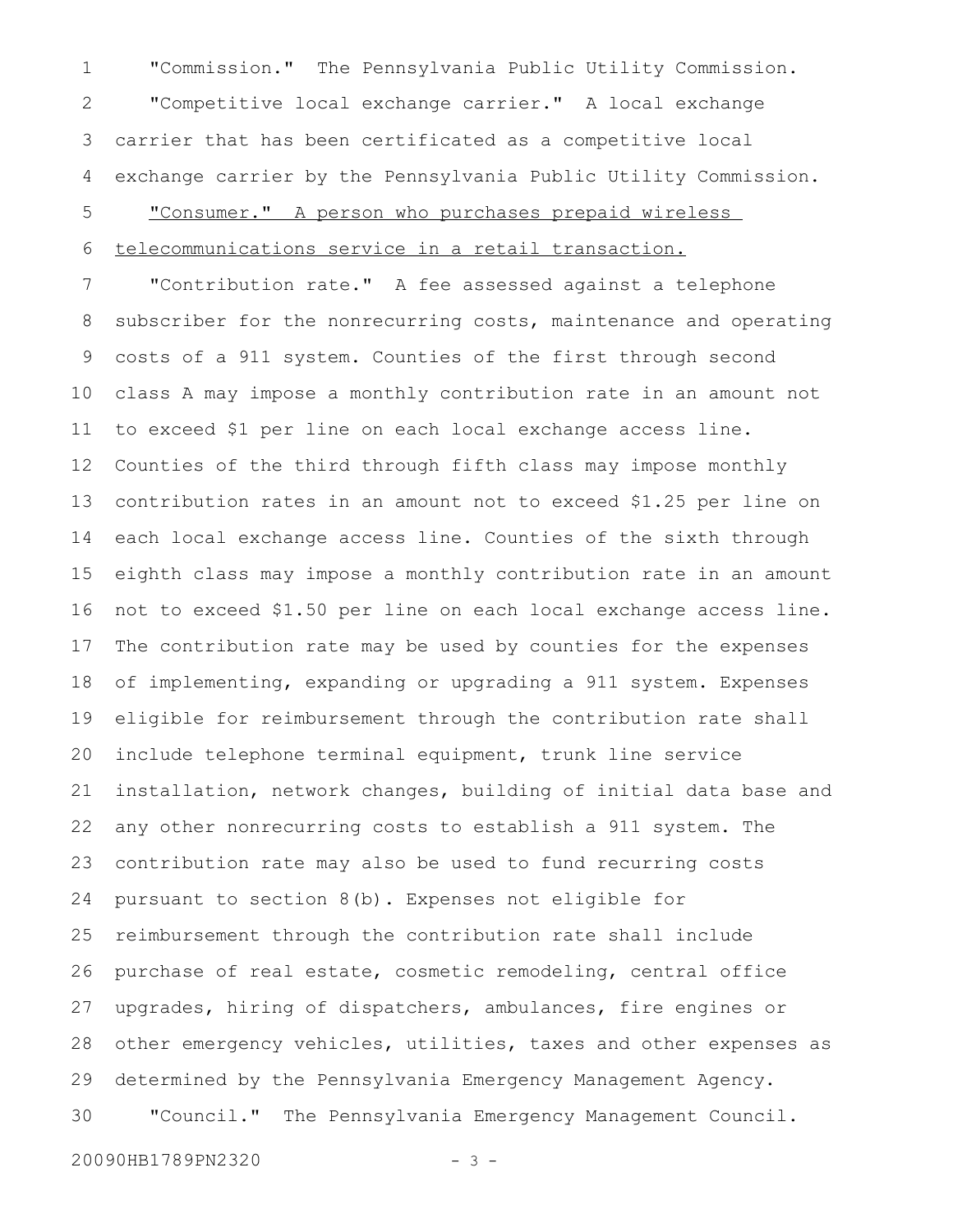"Commission." The Pennsylvania Public Utility Commission.

"Competitive local exchange carrier." A local exchange carrier that has been certificated as a competitive local exchange carrier by the Pennsylvania Public Utility Commission.

"Consumer." A person who purchases prepaid wireless telecommunications service in a retail transaction.

"Contribution rate." A fee assessed against a telephone subscriber for the nonrecurring costs, maintenance and operating costs of a 911 system. Counties of the first through second class A may impose a monthly contribution rate in an amount not to exceed $1 per line on each local exchange access line. Counties of the third through fifth class may impose monthly contribution rates in an amount not to exceed $1.25 per line on each local exchange access line. Counties of the sixth through eighth class may impose a monthly contribution rate in an amount not to exceed $1.50 per line on each local exchange access line. The contribution rate may be used by counties for the expenses of implementing, expanding or upgrading a 911 system. Expenses eligible for reimbursement through the contribution rate shall include telephone terminal equipment, trunk line service installation, network changes, building of initial data base and any other nonrecurring costs to establish a 911 system. The contribution rate may also be used to fund recurring costs pursuant to section 8(b). Expenses not eligible for reimbursement through the contribution rate shall include purchase of real estate, cosmetic remodeling, central office upgrades, hiring of dispatchers, ambulances, fire engines or other emergency vehicles, utilities, taxes and other expenses as determined by the Pennsylvania Emergency Management Agency.

"Council." The Pennsylvania Emergency Management Council.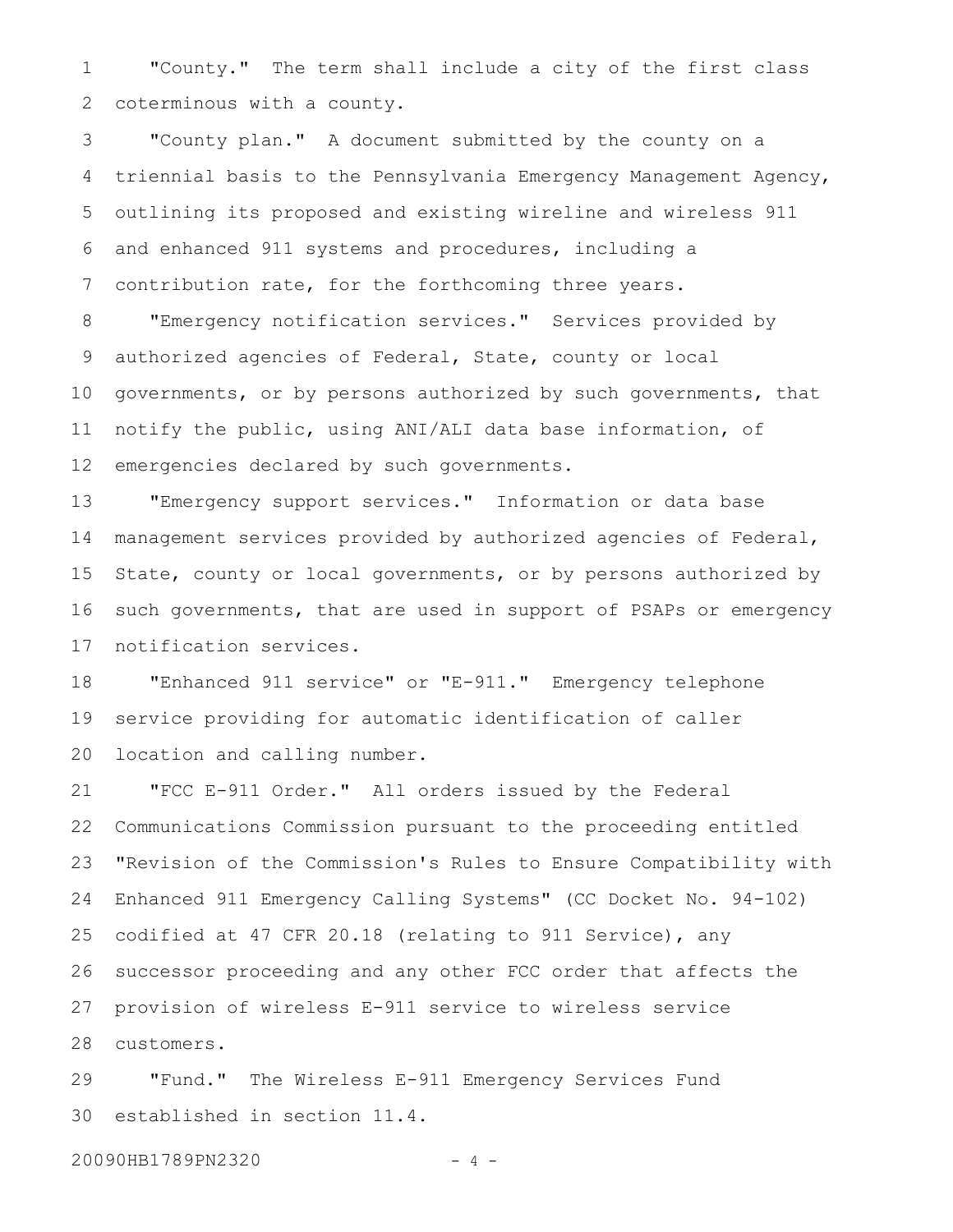"County." The term shall include a city of the first class coterminous with a county.

"County plan." A document submitted by the county on a triennial basis to the Pennsylvania Emergency Management Agency, outlining its proposed and existing wireline and wireless 911 and enhanced 911 systems and procedures, including a contribution rate, for the forthcoming three years.

"Emergency notification services." Services provided by authorized agencies of Federal, State, county or local governments, or by persons authorized by such governments, that notify the public, using ANI/ALI data base information, of emergencies declared by such governments.

"Emergency support services." Information or data base management services provided by authorized agencies of Federal, State, county or local governments, or by persons authorized by such governments, that are used in support of PSAPs or emergency notification services.

"Enhanced 911 service" or "E-911." Emergency telephone service providing for automatic identification of caller location and calling number.

"FCC E-911 Order." All orders issued by the Federal Communications Commission pursuant to the proceeding entitled "Revision of the Commission's Rules to Ensure Compatibility with Enhanced 911 Emergency Calling Systems" (CC Docket No. 94-102) codified at 47 CFR 20.18 (relating to 911 Service), any successor proceeding and any other FCC order that affects the provision of wireless E-911 service to wireless service customers.

"Fund." The Wireless E-911 Emergency Services Fund established in section 11.4.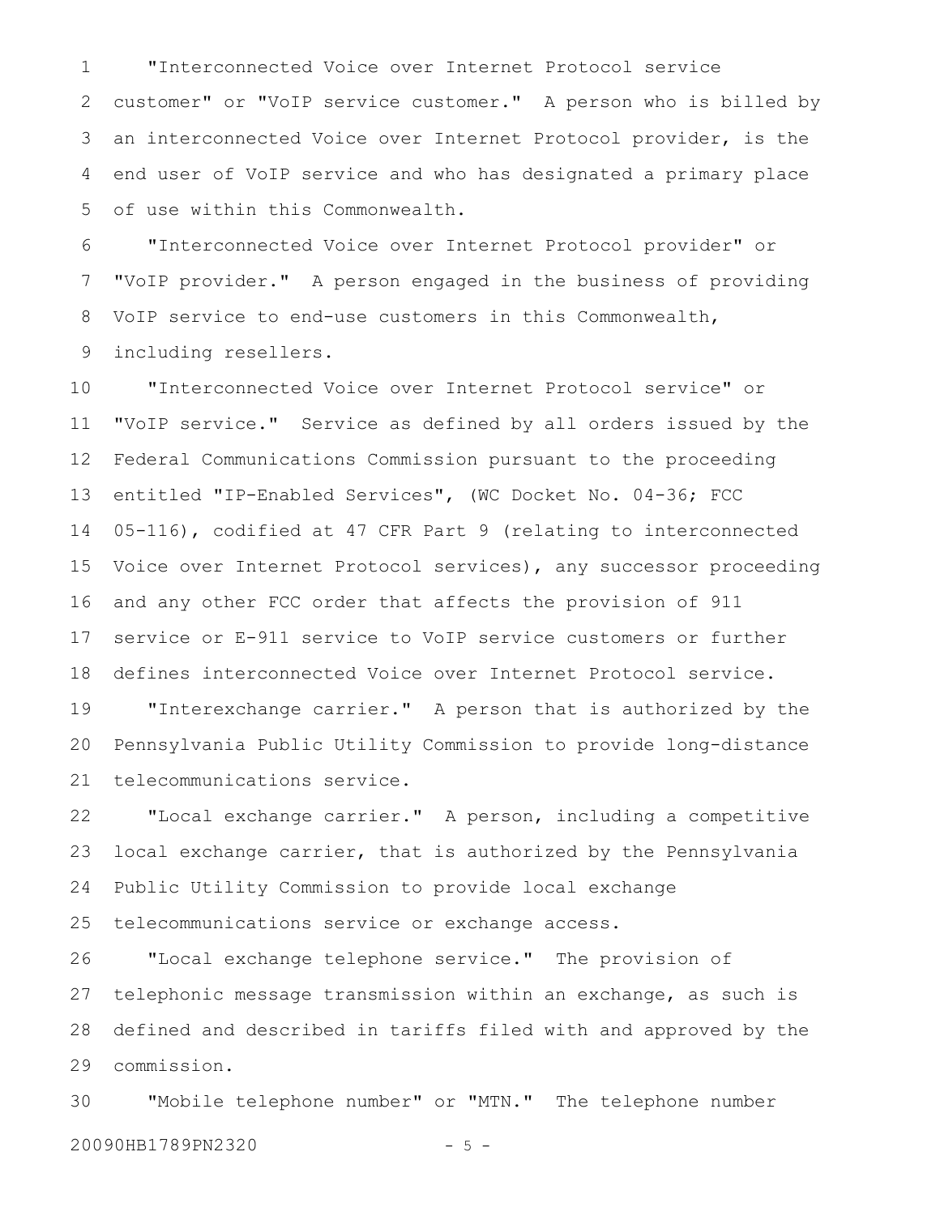"Interconnected Voice over Internet Protocol service customer" or "VoIP service customer." A person who is billed by an interconnected Voice over Internet Protocol provider, is the end user of VoIP service and who has designated a primary place of use within this Commonwealth.

"Interconnected Voice over Internet Protocol provider" or "VoIP provider." A person engaged in the business of providing VoIP service to end-use customers in this Commonwealth, including resellers.

"Interconnected Voice over Internet Protocol service" or "VoIP service." Service as defined by all orders issued by the Federal Communications Commission pursuant to the proceeding entitled "IP-Enabled Services", (WC Docket No. 04-36; FCC 05-116), codified at 47 CFR Part 9 (relating to interconnected Voice over Internet Protocol services), any successor proceeding and any other FCC order that affects the provision of 911 service or E-911 service to VoIP service customers or further defines interconnected Voice over Internet Protocol service.

"Interexchange carrier." A person that is authorized by the Pennsylvania Public Utility Commission to provide long-distance telecommunications service.

"Local exchange carrier." A person, including a competitive local exchange carrier, that is authorized by the Pennsylvania Public Utility Commission to provide local exchange telecommunications service or exchange access.

"Local exchange telephone service." The provision of telephonic message transmission within an exchange, as such is defined and described in tariffs filed with and approved by the commission.

"Mobile telephone number" or "MTN." The telephone number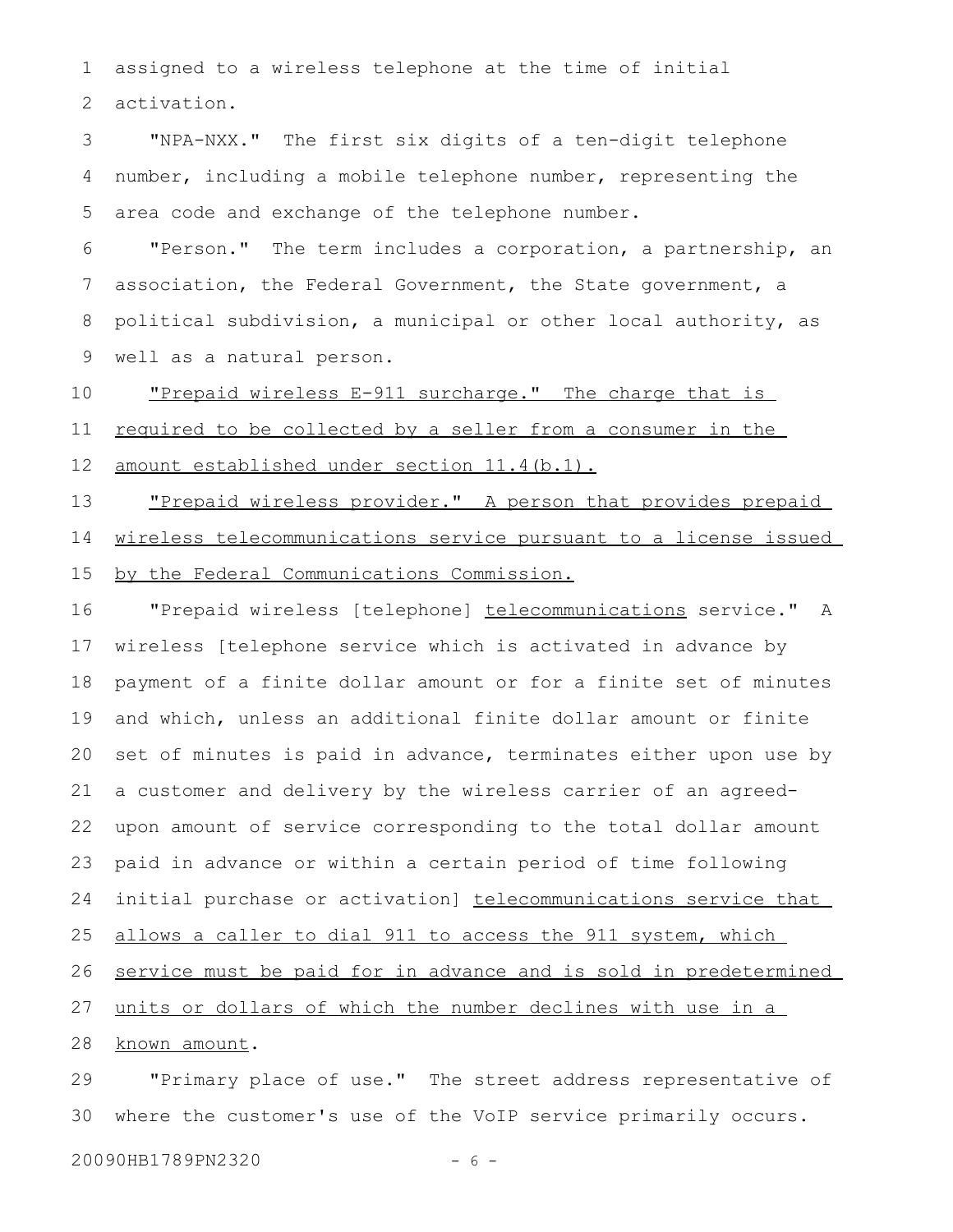assigned to a wireless telephone at the time of initial activation.

"NPA-NXX." The first six digits of a ten-digit telephone number, including a mobile telephone number, representing the area code and exchange of the telephone number.

"Person." The term includes a corporation, a partnership, an association, the Federal Government, the State government, a political subdivision, a municipal or other local authority, as well as a natural person.

"Prepaid wireless E-911 surcharge." The charge that is required to be collected by a seller from a consumer in the amount established under section 11.4(b.1).

"Prepaid wireless provider." A person that provides prepaid wireless telecommunications service pursuant to a license issued by the Federal Communications Commission.

"Prepaid wireless [telephone] telecommunications service." A wireless [telephone service which is activated in advance by payment of a finite dollar amount or for a finite set of minutes and which, unless an additional finite dollar amount or finite set of minutes is paid in advance, terminates either upon use by a customer and delivery by the wireless carrier of an agreed-upon amount of service corresponding to the total dollar amount paid in advance or within a certain period of time following initial purchase or activation] telecommunications service that allows a caller to dial 911 to access the 911 system, which service must be paid for in advance and is sold in predetermined units or dollars of which the number declines with use in a known amount.

"Primary place of use." The street address representative of where the customer's use of the VoIP service primarily occurs.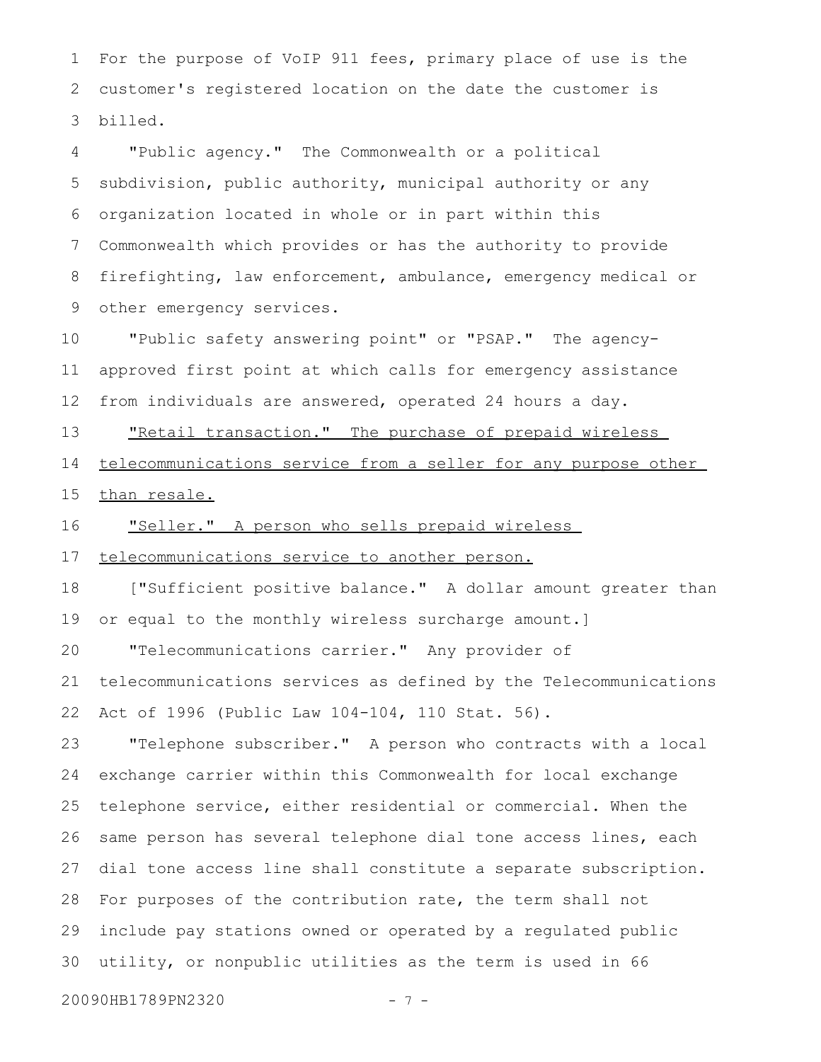For the purpose of VoIP 911 fees, primary place of use is the customer's registered location on the date the customer is billed.

"Public agency." The Commonwealth or a political subdivision, public authority, municipal authority or any organization located in whole or in part within this Commonwealth which provides or has the authority to provide firefighting, law enforcement, ambulance, emergency medical or other emergency services.

"Public safety answering point" or "PSAP." The agency-approved first point at which calls for emergency assistance from individuals are answered, operated 24 hours a day.

<u>"Retail transaction." The purchase of prepaid wireless telecommunications service from a seller for any purpose other than resale.</u>

<u>"Seller." A person who sells prepaid wireless telecommunications service to another person.</u>

["Sufficient positive balance." A dollar amount greater than or equal to the monthly wireless surcharge amount.]

"Telecommunications carrier." Any provider of telecommunications services as defined by the Telecommunications Act of 1996 (Public Law 104-104, 110 Stat. 56).

"Telephone subscriber." A person who contracts with a local exchange carrier within this Commonwealth for local exchange telephone service, either residential or commercial. When the same person has several telephone dial tone access lines, each dial tone access line shall constitute a separate subscription. For purposes of the contribution rate, the term shall not include pay stations owned or operated by a regulated public utility, or nonpublic utilities as the term is used in 66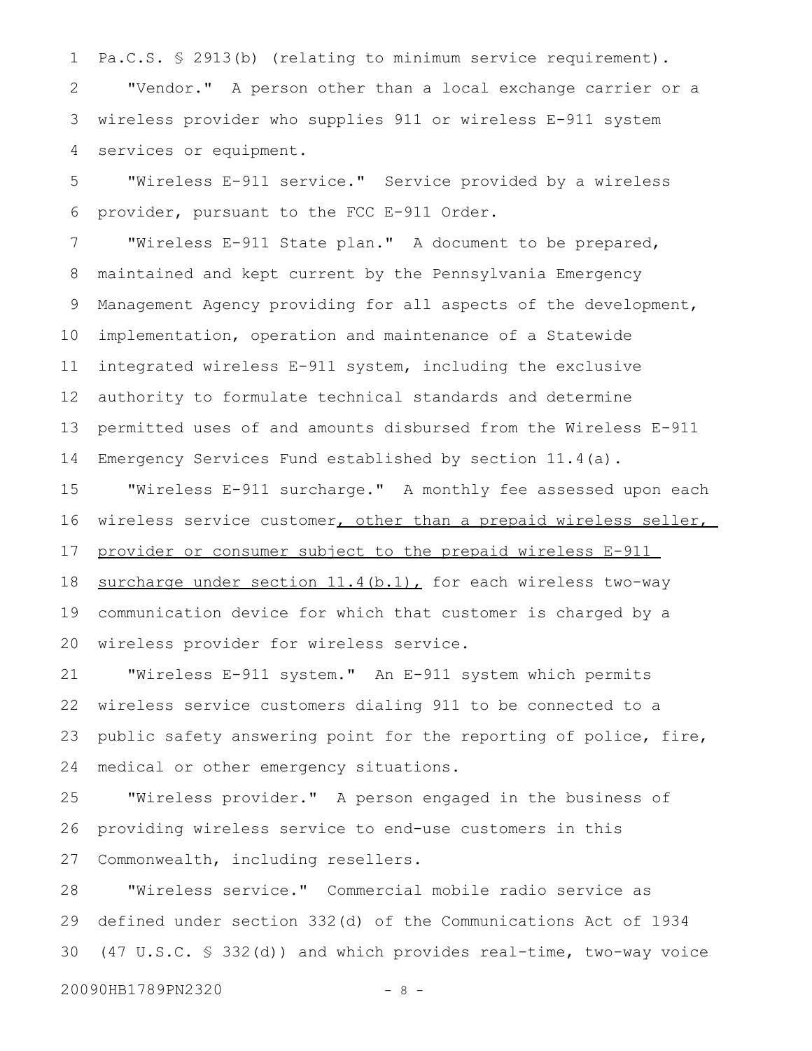Pa.C.S. § 2913(b) (relating to minimum service requirement).

"Vendor." A person other than a local exchange carrier or a wireless provider who supplies 911 or wireless E-911 system services or equipment.

"Wireless E-911 service." Service provided by a wireless provider, pursuant to the FCC E-911 Order.

"Wireless E-911 State plan." A document to be prepared, maintained and kept current by the Pennsylvania Emergency Management Agency providing for all aspects of the development, implementation, operation and maintenance of a Statewide integrated wireless E-911 system, including the exclusive authority to formulate technical standards and determine permitted uses of and amounts disbursed from the Wireless E-911 Emergency Services Fund established by section 11.4(a).

"Wireless E-911 surcharge." A monthly fee assessed upon each wireless service customer<u>, other than a prepaid wireless seller, provider or consumer subject to the prepaid wireless E-911 surcharge under section 11.4(b.1),</u> for each wireless two-way communication device for which that customer is charged by a wireless provider for wireless service.

"Wireless E-911 system." An E-911 system which permits wireless service customers dialing 911 to be connected to a public safety answering point for the reporting of police, fire, medical or other emergency situations.

"Wireless provider." A person engaged in the business of providing wireless service to end-use customers in this Commonwealth, including resellers.

"Wireless service." Commercial mobile radio service as defined under section 332(d) of the Communications Act of 1934 (47 U.S.C. § 332(d)) and which provides real-time, two-way voice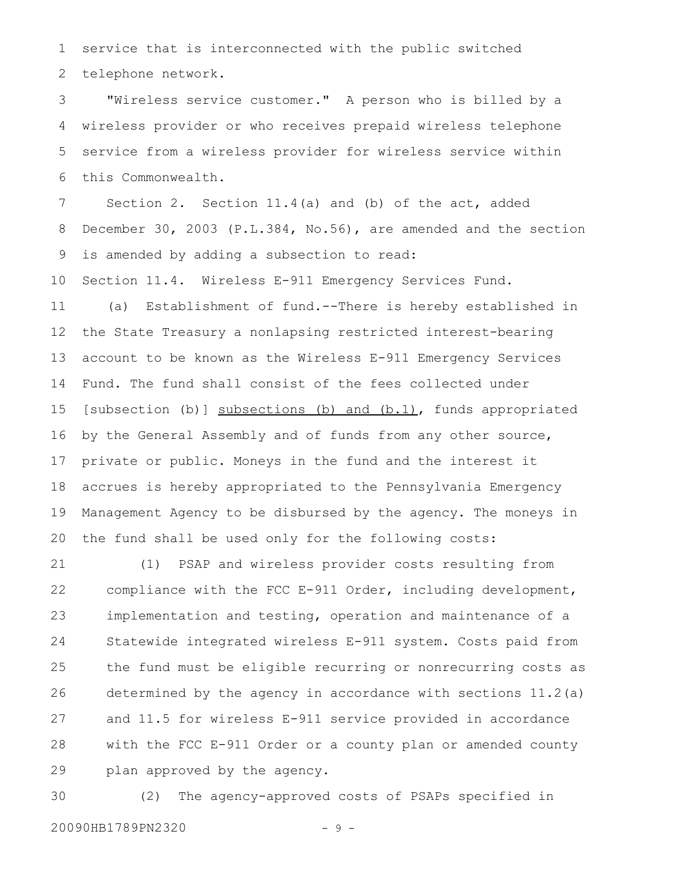service that is interconnected with the public switched telephone network.

"Wireless service customer." A person who is billed by a wireless provider or who receives prepaid wireless telephone service from a wireless provider for wireless service within this Commonwealth.

Section 2. Section 11.4(a) and (b) of the act, added December 30, 2003 (P.L.384, No.56), are amended and the section is amended by adding a subsection to read:

Section 11.4. Wireless E-911 Emergency Services Fund.

(a) Establishment of fund.--There is hereby established in the State Treasury a nonlapsing restricted interest-bearing account to be known as the Wireless E-911 Emergency Services Fund. The fund shall consist of the fees collected under [subsection (b)] <u>subsections (b) and (b.1)</u>, funds appropriated by the General Assembly and of funds from any other source, private or public. Moneys in the fund and the interest it accrues is hereby appropriated to the Pennsylvania Emergency Management Agency to be disbursed by the agency. The moneys in the fund shall be used only for the following costs:

(1) PSAP and wireless provider costs resulting from compliance with the FCC E-911 Order, including development, implementation and testing, operation and maintenance of a Statewide integrated wireless E-911 system. Costs paid from the fund must be eligible recurring or nonrecurring costs as determined by the agency in accordance with sections 11.2(a) and 11.5 for wireless E-911 service provided in accordance with the FCC E-911 Order or a county plan or amended county plan approved by the agency.

(2) The agency-approved costs of PSAPs specified in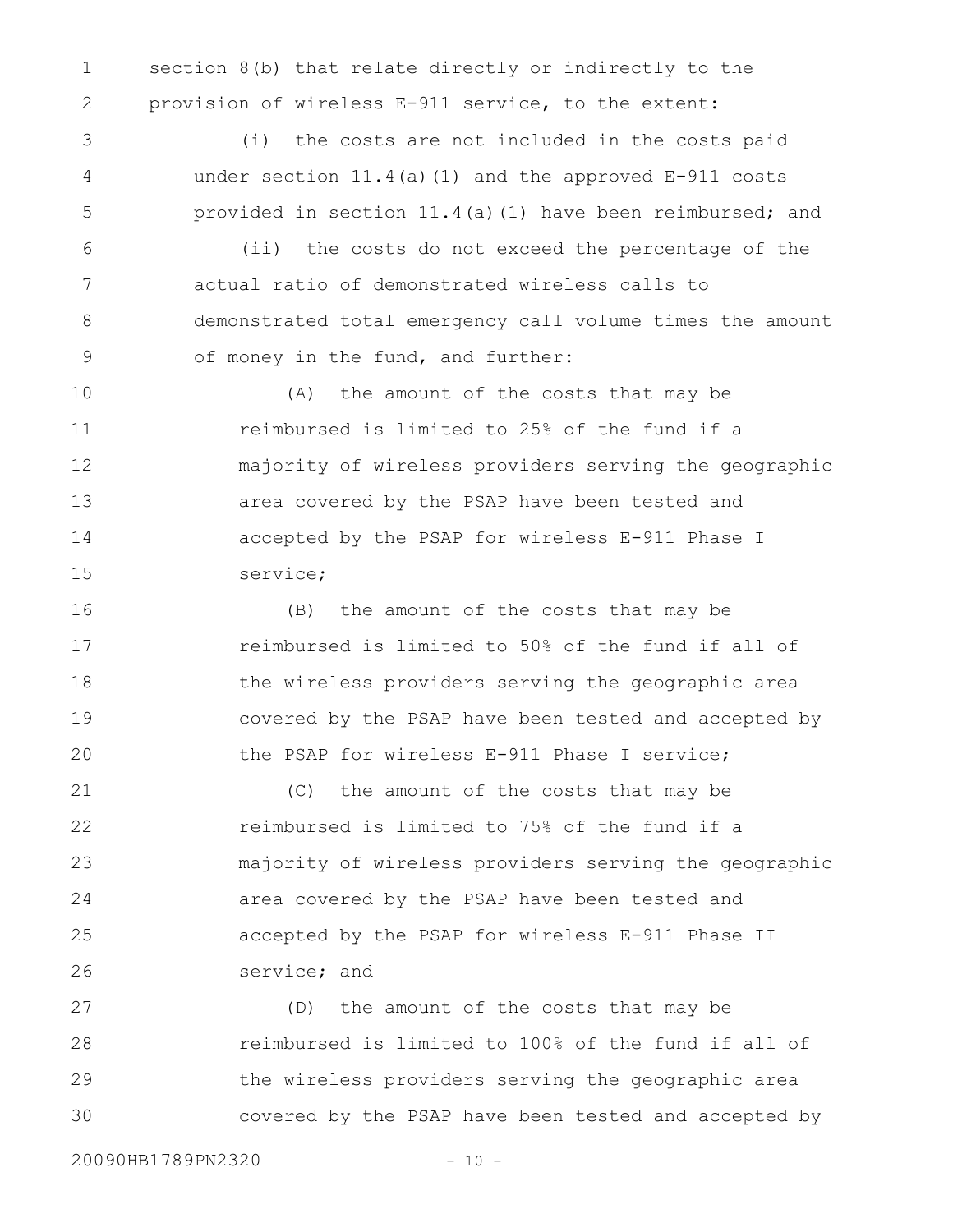section 8(b) that relate directly or indirectly to the provision of wireless E-911 service, to the extent:

(i) the costs are not included in the costs paid under section 11.4(a)(1) and the approved E-911 costs provided in section 11.4(a)(1) have been reimbursed; and

(ii) the costs do not exceed the percentage of the actual ratio of demonstrated wireless calls to demonstrated total emergency call volume times the amount of money in the fund, and further:

(A) the amount of the costs that may be reimbursed is limited to 25% of the fund if a majority of wireless providers serving the geographic area covered by the PSAP have been tested and accepted by the PSAP for wireless E-911 Phase I service;

(B) the amount of the costs that may be reimbursed is limited to 50% of the fund if all of the wireless providers serving the geographic area covered by the PSAP have been tested and accepted by the PSAP for wireless E-911 Phase I service;

(C) the amount of the costs that may be reimbursed is limited to 75% of the fund if a majority of wireless providers serving the geographic area covered by the PSAP have been tested and accepted by the PSAP for wireless E-911 Phase II service; and

(D) the amount of the costs that may be reimbursed is limited to 100% of the fund if all of the wireless providers serving the geographic area covered by the PSAP have been tested and accepted by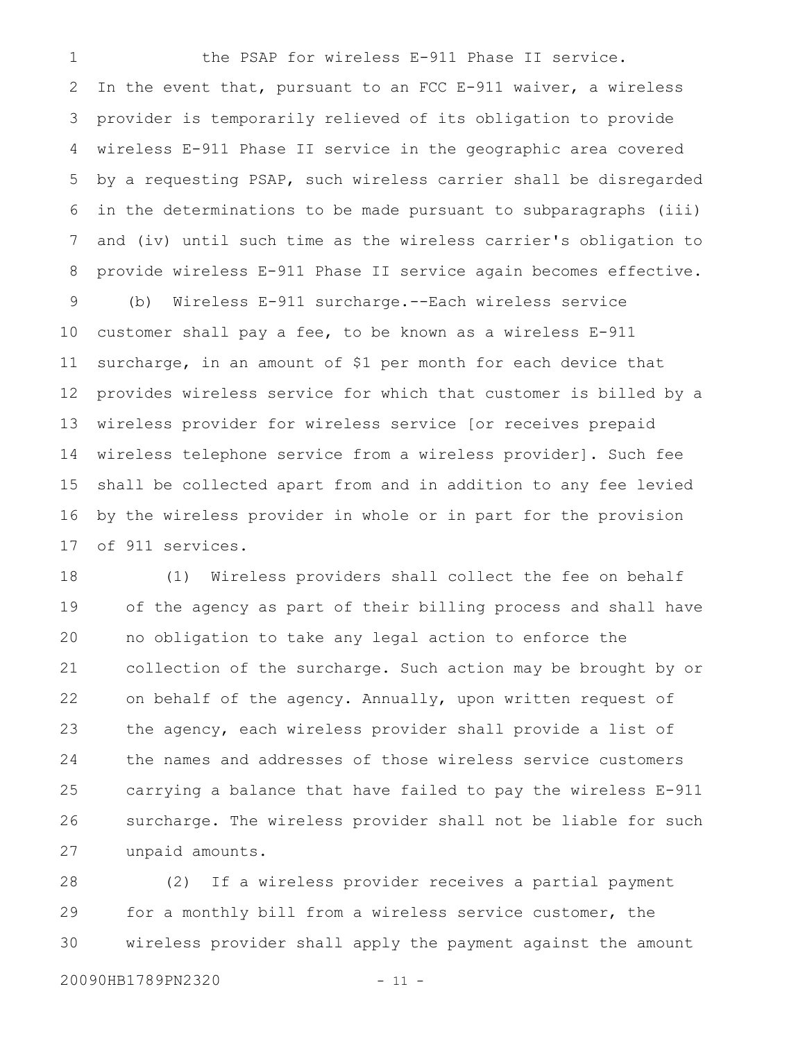the PSAP for wireless E-911 Phase II service.

In the event that, pursuant to an FCC E-911 waiver, a wireless provider is temporarily relieved of its obligation to provide wireless E-911 Phase II service in the geographic area covered by a requesting PSAP, such wireless carrier shall be disregarded in the determinations to be made pursuant to subparagraphs (iii) and (iv) until such time as the wireless carrier's obligation to provide wireless E-911 Phase II service again becomes effective.

(b) Wireless E-911 surcharge.--Each wireless service customer shall pay a fee, to be known as a wireless E-911 surcharge, in an amount of $1 per month for each device that provides wireless service for which that customer is billed by a wireless provider for wireless service [or receives prepaid wireless telephone service from a wireless provider]. Such fee shall be collected apart from and in addition to any fee levied by the wireless provider in whole or in part for the provision of 911 services.

(1) Wireless providers shall collect the fee on behalf of the agency as part of their billing process and shall have no obligation to take any legal action to enforce the collection of the surcharge. Such action may be brought by or on behalf of the agency. Annually, upon written request of the agency, each wireless provider shall provide a list of the names and addresses of those wireless service customers carrying a balance that have failed to pay the wireless E-911 surcharge. The wireless provider shall not be liable for such unpaid amounts.

(2) If a wireless provider receives a partial payment for a monthly bill from a wireless service customer, the wireless provider shall apply the payment against the amount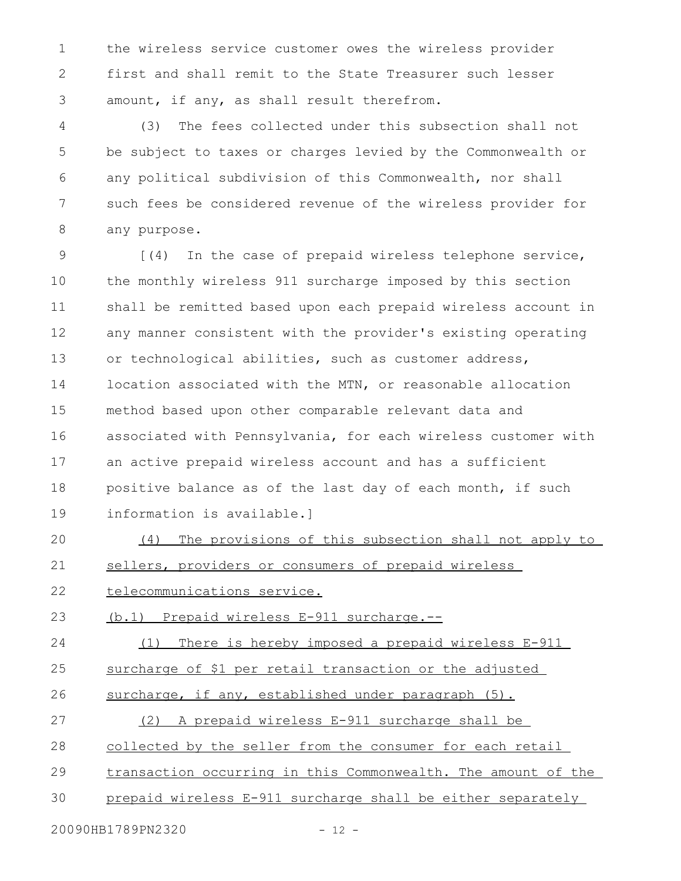the wireless service customer owes the wireless provider first and shall remit to the State Treasurer such lesser amount, if any, as shall result therefrom.

(3) The fees collected under this subsection shall not be subject to taxes or charges levied by the Commonwealth or any political subdivision of this Commonwealth, nor shall such fees be considered revenue of the wireless provider for any purpose.

[(4) In the case of prepaid wireless telephone service, the monthly wireless 911 surcharge imposed by this section shall be remitted based upon each prepaid wireless account in any manner consistent with the provider's existing operating or technological abilities, such as customer address, location associated with the MTN, or reasonable allocation method based upon other comparable relevant data and associated with Pennsylvania, for each wireless customer with an active prepaid wireless account and has a sufficient positive balance as of the last day of each month, if such information is available.]

<u>(4) The provisions of this subsection shall not apply to sellers, providers or consumers of prepaid wireless telecommunications service.</u>

<u>(b.1) Prepaid wireless E-911 surcharge.--</u>

<u>(1) There is hereby imposed a prepaid wireless E-911 surcharge of $1 per retail transaction or the adjusted surcharge, if any, established under paragraph (5).</u>

<u>(2) A prepaid wireless E-911 surcharge shall be collected by the seller from the consumer for each retail transaction occurring in this Commonwealth. The amount of the prepaid wireless E-911 surcharge shall be either separately</u>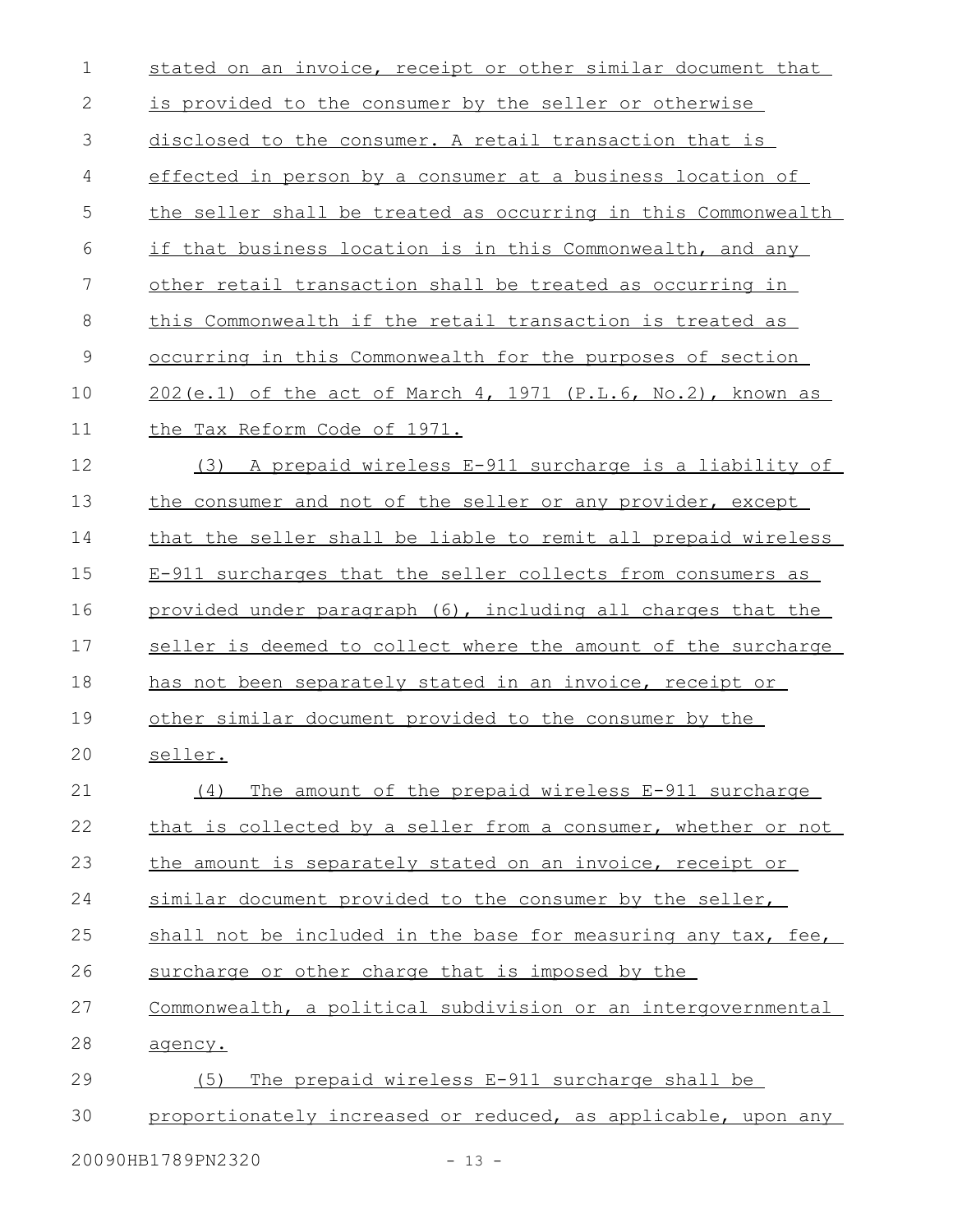stated on an invoice, receipt or other similar document that is provided to the consumer by the seller or otherwise disclosed to the consumer. A retail transaction that is effected in person by a consumer at a business location of the seller shall be treated as occurring in this Commonwealth if that business location is in this Commonwealth, and any other retail transaction shall be treated as occurring in this Commonwealth if the retail transaction is treated as occurring in this Commonwealth for the purposes of section 202(e.1) of the act of March 4, 1971 (P.L.6, No.2), known as the Tax Reform Code of 1971.

(3) A prepaid wireless E-911 surcharge is a liability of the consumer and not of the seller or any provider, except that the seller shall be liable to remit all prepaid wireless E-911 surcharges that the seller collects from consumers as provided under paragraph (6), including all charges that the seller is deemed to collect where the amount of the surcharge has not been separately stated in an invoice, receipt or other similar document provided to the consumer by the seller.

(4) The amount of the prepaid wireless E-911 surcharge that is collected by a seller from a consumer, whether or not the amount is separately stated on an invoice, receipt or similar document provided to the consumer by the seller, shall not be included in the base for measuring any tax, fee, surcharge or other charge that is imposed by the Commonwealth, a political subdivision or an intergovernmental agency.

(5) The prepaid wireless E-911 surcharge shall be proportionately increased or reduced, as applicable, upon any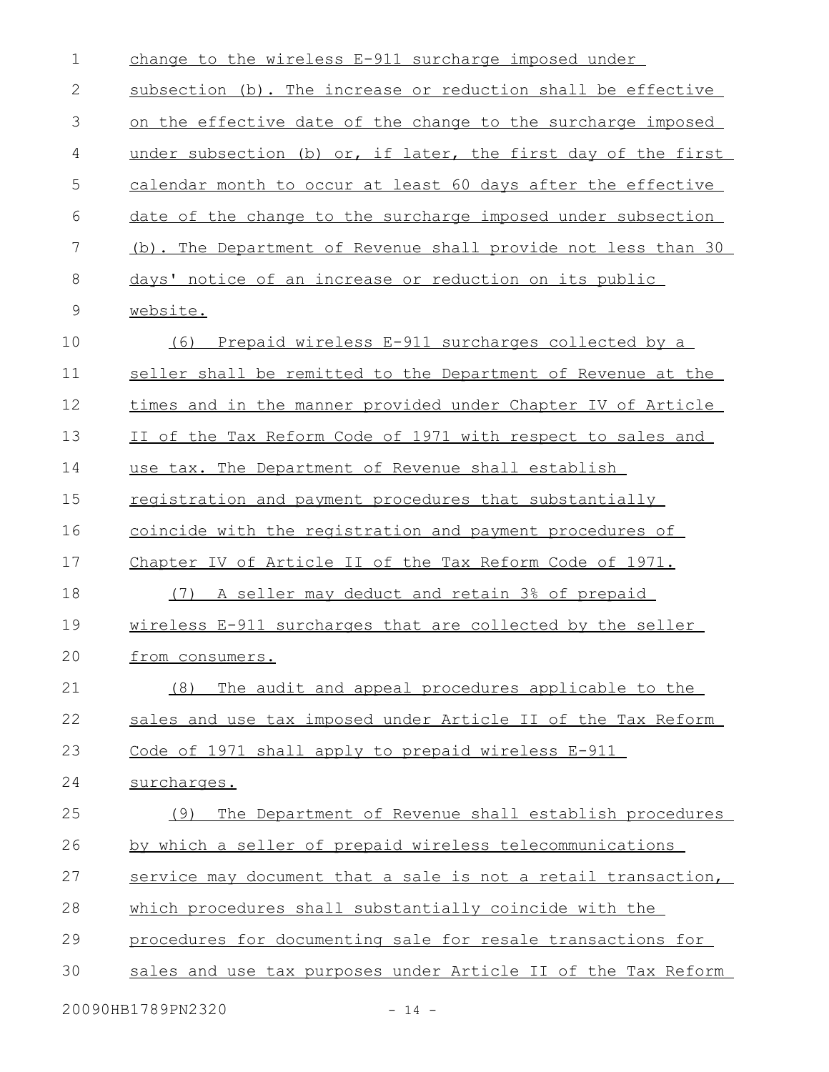change to the wireless E-911 surcharge imposed under subsection (b). The increase or reduction shall be effective on the effective date of the change to the surcharge imposed under subsection (b) or, if later, the first day of the first calendar month to occur at least 60 days after the effective date of the change to the surcharge imposed under subsection (b). The Department of Revenue shall provide not less than 30 days' notice of an increase or reduction on its public website.

(6) Prepaid wireless E-911 surcharges collected by a seller shall be remitted to the Department of Revenue at the times and in the manner provided under Chapter IV of Article II of the Tax Reform Code of 1971 with respect to sales and use tax. The Department of Revenue shall establish registration and payment procedures that substantially coincide with the registration and payment procedures of Chapter IV of Article II of the Tax Reform Code of 1971.

(7) A seller may deduct and retain 3% of prepaid wireless E-911 surcharges that are collected by the seller from consumers.

(8) The audit and appeal procedures applicable to the sales and use tax imposed under Article II of the Tax Reform Code of 1971 shall apply to prepaid wireless E-911 surcharges.

(9) The Department of Revenue shall establish procedures by which a seller of prepaid wireless telecommunications service may document that a sale is not a retail transaction, which procedures shall substantially coincide with the procedures for documenting sale for resale transactions for sales and use tax purposes under Article II of the Tax Reform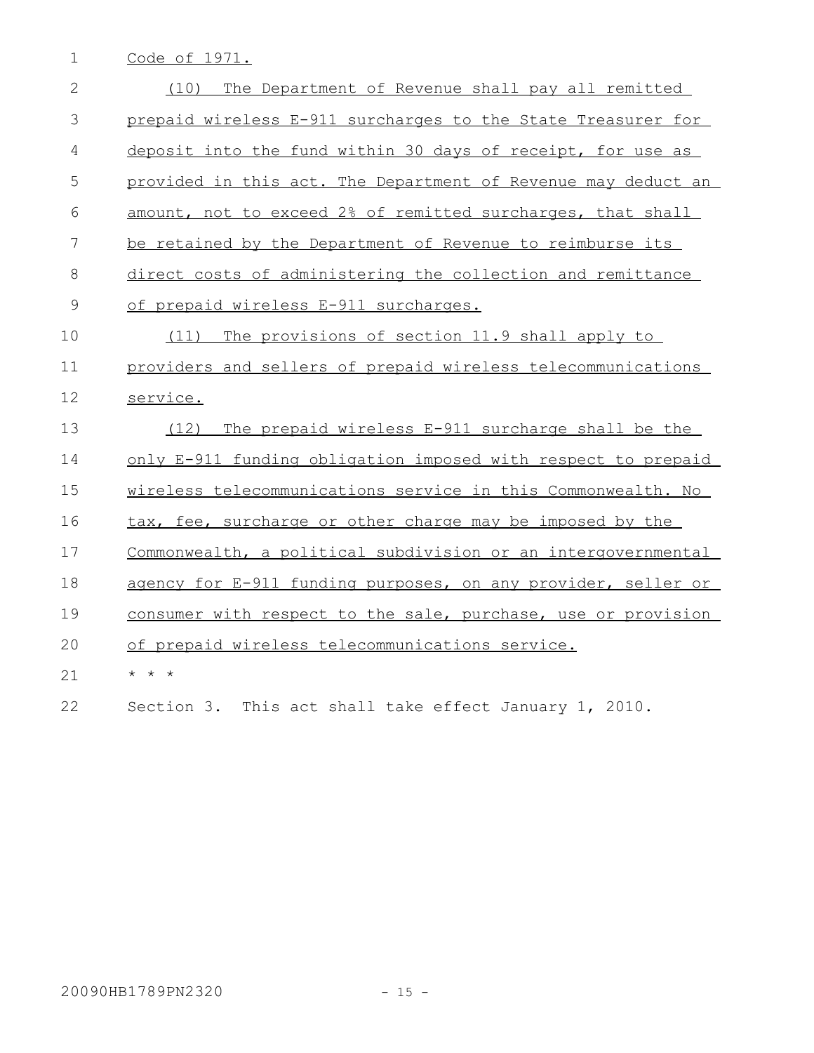Code of 1971.

(10) The Department of Revenue shall pay all remitted prepaid wireless E-911 surcharges to the State Treasurer for deposit into the fund within 30 days of receipt, for use as provided in this act. The Department of Revenue may deduct an amount, not to exceed 2% of remitted surcharges, that shall be retained by the Department of Revenue to reimburse its direct costs of administering the collection and remittance of prepaid wireless E-911 surcharges.

(11) The provisions of section 11.9 shall apply to providers and sellers of prepaid wireless telecommunications service.

(12) The prepaid wireless E-911 surcharge shall be the only E-911 funding obligation imposed with respect to prepaid wireless telecommunications service in this Commonwealth. No tax, fee, surcharge or other charge may be imposed by the Commonwealth, a political subdivision or an intergovernmental agency for E-911 funding purposes, on any provider, seller or consumer with respect to the sale, purchase, use or provision of prepaid wireless telecommunications service.

* * *

Section 3. This act shall take effect January 1, 2010.